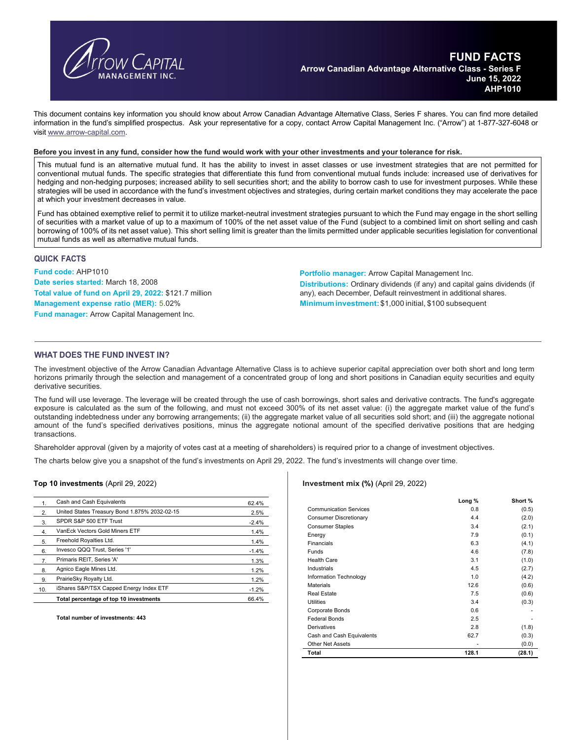# FUND FACTS

**Arrow Canadian Advantage Alternative Class - Series F**
**June 15, 2022**
**AHP1010**

This document contains key information you should know about Arrow Canadian Advantage Alternative Class, Series F shares. You can find more detailed information in the fund's simplified prospectus. Ask your representative for a copy, contact Arrow Capital Management Inc. ("Arrow") at 1-877-327-6048 or visit www.arrow-capital.com.

**Before you invest in any fund, consider how the fund would work with your other investments and your tolerance for risk.**

This mutual fund is an alternative mutual fund. It has the ability to invest in asset classes or use investment strategies that are not permitted for conventional mutual funds. The specific strategies that differentiate this fund from conventional mutual funds include: increased use of derivatives for hedging and non-hedging purposes; increased ability to sell securities short; and the ability to borrow cash to use for investment purposes. While these strategies will be used in accordance with the fund's investment objectives and strategies, during certain market conditions they may accelerate the pace at which your investment decreases in value.

Fund has obtained exemptive relief to permit it to utilize market-neutral investment strategies pursuant to which the Fund may engage in the short selling of securities with a market value of up to a maximum of 100% of the net asset value of the Fund (subject to a combined limit on short selling and cash borrowing of 100% of its net asset value). This short selling limit is greater than the limits permitted under applicable securities legislation for conventional mutual funds as well as alternative mutual funds.

## QUICK FACTS

**Fund code:** AHP1010
**Date series started:** March 18, 2008
**Total value of fund on April 29, 2022:** $121.7 million
**Management expense ratio (MER):** 5.02%
**Fund manager:** Arrow Capital Management Inc.
**Portfolio manager:** Arrow Capital Management Inc.
**Distributions:** Ordinary dividends (if any) and capital gains dividends (if any), each December, Default reinvestment in additional shares.
**Minimum investment:** $1,000 initial, $100 subsequent

## WHAT DOES THE FUND INVEST IN?

The investment objective of the Arrow Canadian Advantage Alternative Class is to achieve superior capital appreciation over both short and long term horizons primarily through the selection and management of a concentrated group of long and short positions in Canadian equity securities and equity derivative securities.

The fund will use leverage. The leverage will be created through the use of cash borrowings, short sales and derivative contracts. The fund's aggregate exposure is calculated as the sum of the following, and must not exceed 300% of its net asset value: (i) the aggregate market value of the fund's outstanding indebtedness under any borrowing arrangements; (ii) the aggregate market value of all securities sold short; and (iii) the aggregate notional amount of the fund's specified derivatives positions, minus the aggregate notional amount of the specified derivative positions that are hedging transactions.

Shareholder approval (given by a majority of votes cast at a meeting of shareholders) is required prior to a change of investment objectives.

The charts below give you a snapshot of the fund's investments on April 29, 2022. The fund's investments will change over time.

**Top 10 investments** (April 29, 2022)

| | | |
|---|---|---|
| 1. | Cash and Cash Equivalents | 62.4% |
| 2. | United States Treasury Bond 1.875% 2032-02-15 | 2.5% |
| 3. | SPDR S&P 500 ETF Trust | -2.4% |
| 4. | VanEck Vectors Gold Miners ETF | 1.4% |
| 5. | Freehold Royalties Ltd. | 1.4% |
| 6. | Invesco QQQ Trust, Series '1' | -1.4% |
| 7. | Primaris REIT, Series 'A' | 1.3% |
| 8. | Agnico Eagle Mines Ltd. | 1.2% |
| 9. | PrairieSky Royalty Ltd. | 1.2% |
| 10. | iShares S&P/TSX Capped Energy Index ETF | -1.2% |
| | **Total percentage of top 10 investments** | **66.4%** |

**Total number of investments: 443**

**Investment mix (%)** (April 29, 2022)

| | Long % | Short % |
|---|---|---|
| Communication Services | 0.8 | (0.5) |
| Consumer Discretionary | 4.4 | (2.0) |
| Consumer Staples | 3.4 | (2.1) |
| Energy | 7.9 | (0.1) |
| Financials | 6.3 | (4.1) |
| Funds | 4.6 | (7.8) |
| Health Care | 3.1 | (1.0) |
| Industrials | 4.5 | (2.7) |
| Information Technology | 1.0 | (4.2) |
| Materials | 12.6 | (0.6) |
| Real Estate | 7.5 | (0.6) |
| Utilities | 3.4 | (0.3) |
| Corporate Bonds | 0.6 | - |
| Federal Bonds | 2.5 | - |
| Derivatives | 2.8 | (1.8) |
| Cash and Cash Equivalents | 62.7 | (0.3) |
| Other Net Assets | - | (0.0) |
| **Total** | **128.1** | **(28.1)** |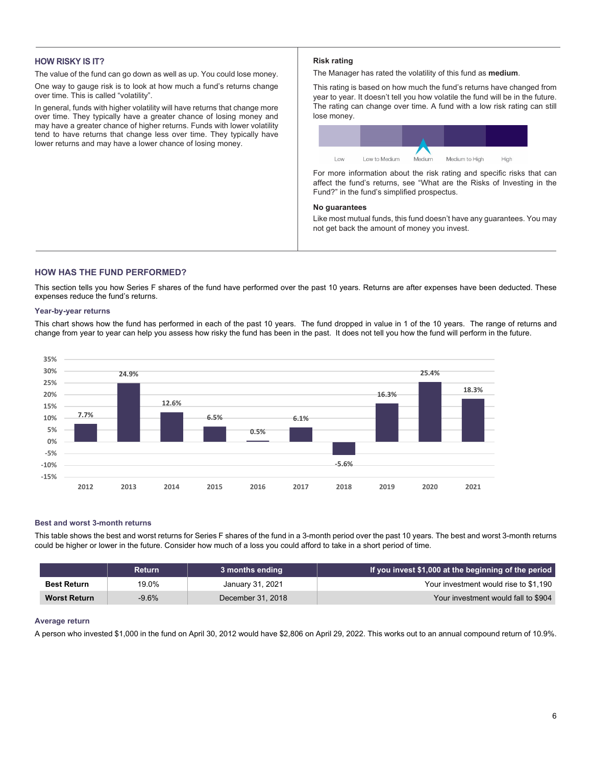## HOW RISKY IS IT?

The value of the fund can go down as well as up. You could lose money.

One way to gauge risk is to look at how much a fund's returns change over time. This is called "volatility".

In general, funds with higher volatility will have returns that change more over time. They typically have a greater chance of losing money and may have a greater chance of higher returns. Funds with lower volatility tend to have returns that change less over time. They typically have lower returns and may have a lower chance of losing money.

### Risk rating

The Manager has rated the volatility of this fund as **medium**.

This rating is based on how much the fund's returns have changed from year to year. It doesn't tell you how volatile the fund will be in the future. The rating can change over time. A fund with a low risk rating can still lose money.

| Low | Low to Medium | Medium | Medium to High | High |
|---|---|---|---|---|
| | | ▲ | | |

For more information about the risk rating and specific risks that can affect the fund's returns, see "What are the Risks of Investing in the Fund?" in the fund's simplified prospectus.

### No guarantees

Like most mutual funds, this fund doesn't have any guarantees. You may not get back the amount of money you invest.

## HOW HAS THE FUND PERFORMED?

This section tells you how Series F shares of the fund have performed over the past 10 years. Returns are after expenses have been deducted. These expenses reduce the fund's returns.

### Year-by-year returns

This chart shows how the fund has performed in each of the past 10 years. The fund dropped in value in 1 of the 10 years. The range of returns and change from year to year can help you assess how risky the fund has been in the past. It does not tell you how the fund will perform in the future.

| Year | 2012 | 2013 | 2014 | 2015 | 2016 | 2017 | 2018 | 2019 | 2020 | 2021 |
|---|---|---|---|---|---|---|---|---|---|---|
| Return | 7.7% | 24.9% | 12.6% | 6.5% | 0.5% | 6.1% | -5.6% | 16.3% | 25.4% | 18.3% |

### Best and worst 3-month returns

This table shows the best and worst returns for Series F shares of the fund in a 3-month period over the past 10 years. The best and worst 3-month returns could be higher or lower in the future. Consider how much of a loss you could afford to take in a short period of time.

| | Return | 3 months ending | If you invest $1,000 at the beginning of the period |
|---|---|---|---|
| **Best Return** | 19.0% | January 31, 2021 | Your investment would rise to $1,190 |
| **Worst Return** | -9.6% | December 31, 2018 | Your investment would fall to $904 |

### Average return

A person who invested $1,000 in the fund on April 30, 2012 would have $2,806 on April 29, 2022. This works out to an annual compound return of 10.9%.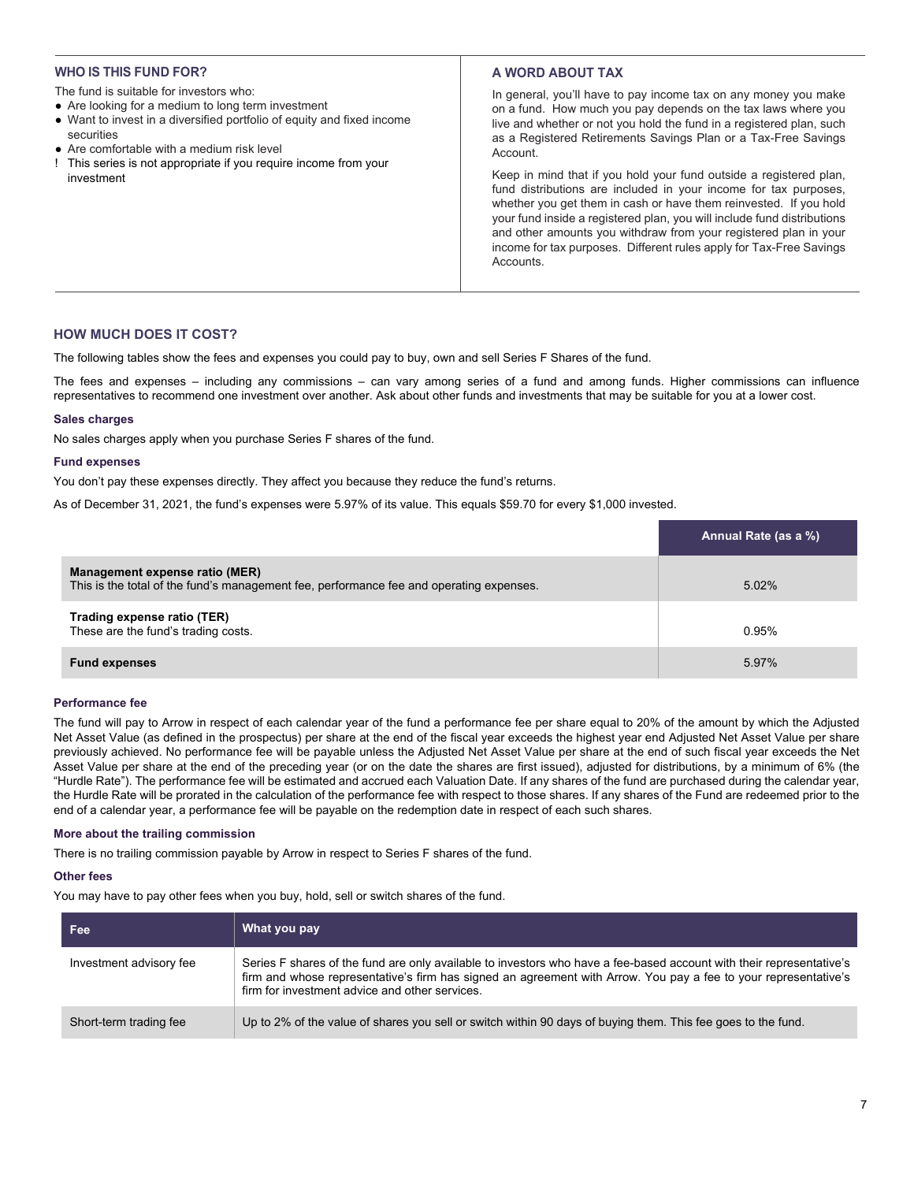## WHO IS THIS FUND FOR?

The fund is suitable for investors who:

- Are looking for a medium to long term investment
- Want to invest in a diversified portfolio of equity and fixed income securities
- Are comfortable with a medium risk level

! This series is not appropriate if you require income from your investment

## A WORD ABOUT TAX

In general, you'll have to pay income tax on any money you make on a fund. How much you pay depends on the tax laws where you live and whether or not you hold the fund in a registered plan, such as a Registered Retirements Savings Plan or a Tax-Free Savings Account.

Keep in mind that if you hold your fund outside a registered plan, fund distributions are included in your income for tax purposes, whether you get them in cash or have them reinvested. If you hold your fund inside a registered plan, you will include fund distributions and other amounts you withdraw from your registered plan in your income for tax purposes. Different rules apply for Tax-Free Savings Accounts.

## HOW MUCH DOES IT COST?

The following tables show the fees and expenses you could pay to buy, own and sell Series F Shares of the fund.

The fees and expenses – including any commissions – can vary among series of a fund and among funds. Higher commissions can influence representatives to recommend one investment over another. Ask about other funds and investments that may be suitable for you at a lower cost.

### Sales charges

No sales charges apply when you purchase Series F shares of the fund.

### Fund expenses

You don't pay these expenses directly. They affect you because they reduce the fund's returns.

As of December 31, 2021, the fund's expenses were 5.97% of its value. This equals $59.70 for every $1,000 invested.

| | Annual Rate (as a %) |
|---|---|
| **Management expense ratio (MER)**<br>This is the total of the fund's management fee, performance fee and operating expenses. | 5.02% |
| **Trading expense ratio (TER)**<br>These are the fund's trading costs. | 0.95% |
| **Fund expenses** | 5.97% |

### Performance fee

The fund will pay to Arrow in respect of each calendar year of the fund a performance fee per share equal to 20% of the amount by which the Adjusted Net Asset Value (as defined in the prospectus) per share at the end of the fiscal year exceeds the highest year end Adjusted Net Asset Value per share previously achieved. No performance fee will be payable unless the Adjusted Net Asset Value per share at the end of such fiscal year exceeds the Net Asset Value per share at the end of the preceding year (or on the date the shares are first issued), adjusted for distributions, by a minimum of 6% (the "Hurdle Rate"). The performance fee will be estimated and accrued each Valuation Date. If any shares of the fund are purchased during the calendar year, the Hurdle Rate will be prorated in the calculation of the performance fee with respect to those shares. If any shares of the Fund are redeemed prior to the end of a calendar year, a performance fee will be payable on the redemption date in respect of each such shares.

### More about the trailing commission

There is no trailing commission payable by Arrow in respect to Series F shares of the fund.

### Other fees

You may have to pay other fees when you buy, hold, sell or switch shares of the fund.

| Fee | What you pay |
|---|---|
| Investment advisory fee | Series F shares of the fund are only available to investors who have a fee-based account with their representative's firm and whose representative's firm has signed an agreement with Arrow. You pay a fee to your representative's firm for investment advice and other services. |
| Short-term trading fee | Up to 2% of the value of shares you sell or switch within 90 days of buying them. This fee goes to the fund. |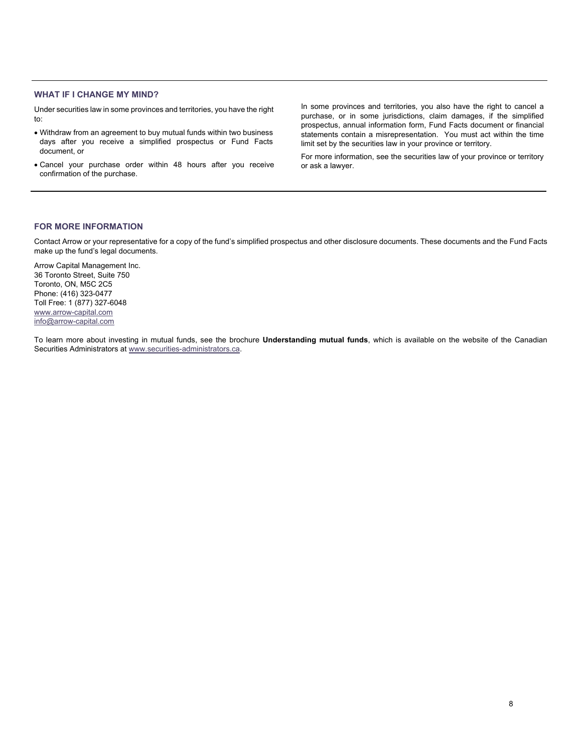## WHAT IF I CHANGE MY MIND?

Under securities law in some provinces and territories, you have the right to:

- Withdraw from an agreement to buy mutual funds within two business days after you receive a simplified prospectus or Fund Facts document, or
- Cancel your purchase order within 48 hours after you receive confirmation of the purchase.

In some provinces and territories, you also have the right to cancel a purchase, or in some jurisdictions, claim damages, if the simplified prospectus, annual information form, Fund Facts document or financial statements contain a misrepresentation. You must act within the time limit set by the securities law in your province or territory.

For more information, see the securities law of your province or territory or ask a lawyer.

## FOR MORE INFORMATION

Contact Arrow or your representative for a copy of the fund's simplified prospectus and other disclosure documents. These documents and the Fund Facts make up the fund's legal documents.

Arrow Capital Management Inc.  
36 Toronto Street, Suite 750  
Toronto, ON, M5C 2C5  
Phone: (416) 323-0477  
Toll Free: 1 (877) 327-6048  
www.arrow-capital.com  
info@arrow-capital.com

To learn more about investing in mutual funds, see the brochure **Understanding mutual funds**, which is available on the website of the Canadian Securities Administrators at www.securities-administrators.ca.